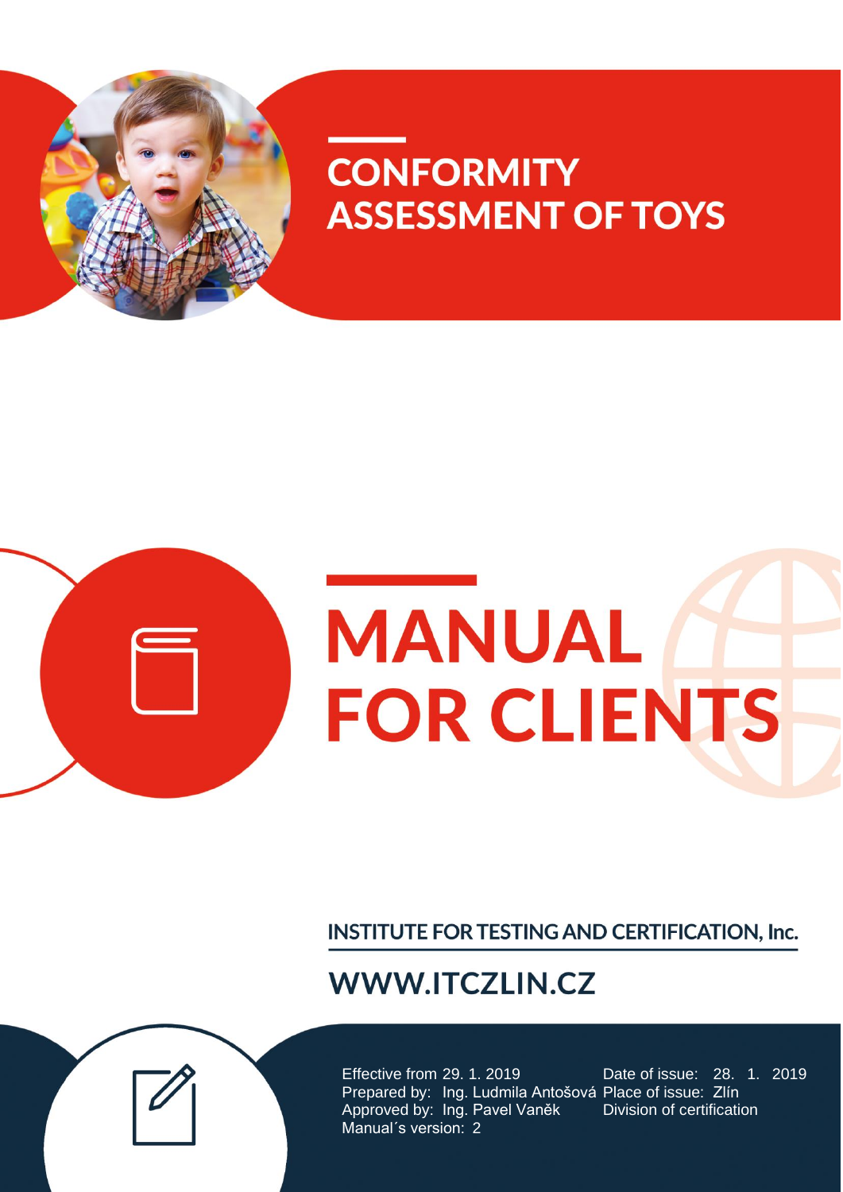# CONFORMITY ASSESSMENT OF TOYS

# MANUAL FOR CLIENTS

**INSTITUTE FOR TESTING AND CERTIFICATION, Inc.**

**WWW.ITCZLIN.CZ**

Effective from 29. 1. 2019
Prepared by: Ing. Ludmila Antošová
Approved by: Ing. Pavel Vaněk
Manual´s version: 2

Date of issue: 28. 1. 2019
Place of issue: Zlín
Division of certification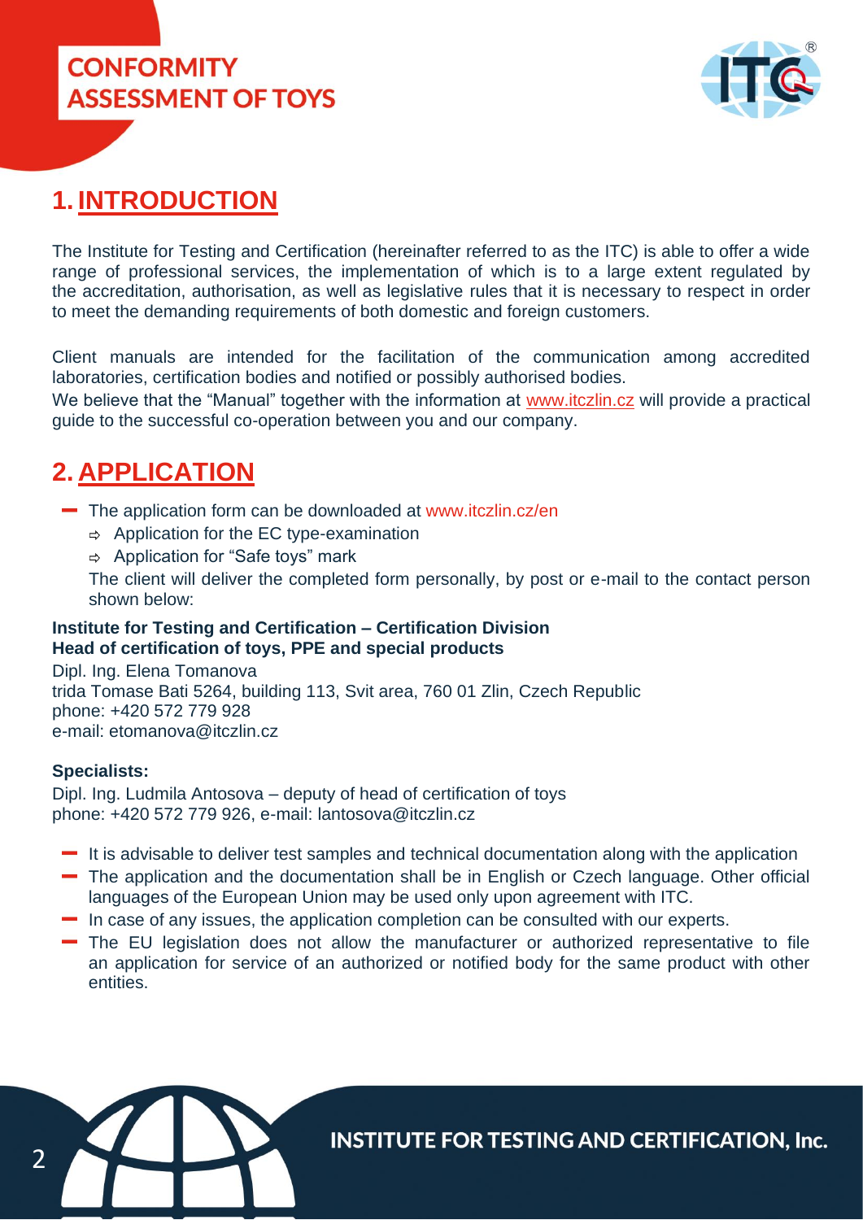# 1. INTRODUCTION

The Institute for Testing and Certification (hereinafter referred to as the ITC) is able to offer a wide range of professional services, the implementation of which is to a large extent regulated by the accreditation, authorisation, as well as legislative rules that it is necessary to respect in order to meet the demanding requirements of both domestic and foreign customers.

Client manuals are intended for the facilitation of the communication among accredited laboratories, certification bodies and notified or possibly authorised bodies.
We believe that the "Manual" together with the information at www.itczlin.cz will provide a practical guide to the successful co-operation between you and our company.

# 2. APPLICATION

- The application form can be downloaded at www.itczlin.cz/en
  - Application for the EC type-examination
  - Application for "Safe toys" mark

  The client will deliver the completed form personally, by post or e-mail to the contact person shown below:

**Institute for Testing and Certification – Certification Division**
**Head of certification of toys, PPE and special products**
Dipl. Ing. Elena Tomanova
trida Tomase Bati 5264, building 113, Svit area, 760 01 Zlin, Czech Republic
phone: +420 572 779 928
e-mail: etomanova@itczlin.cz

**Specialists:**
Dipl. Ing. Ludmila Antosova – deputy of head of certification of toys
phone: +420 572 779 926, e-mail: lantosova@itczlin.cz

- It is advisable to deliver test samples and technical documentation along with the application
- The application and the documentation shall be in English or Czech language. Other official languages of the European Union may be used only upon agreement with ITC.
- In case of any issues, the application completion can be consulted with our experts.
- The EU legislation does not allow the manufacturer or authorized representative to file an application for service of an authorized or notified body for the same product with other entities.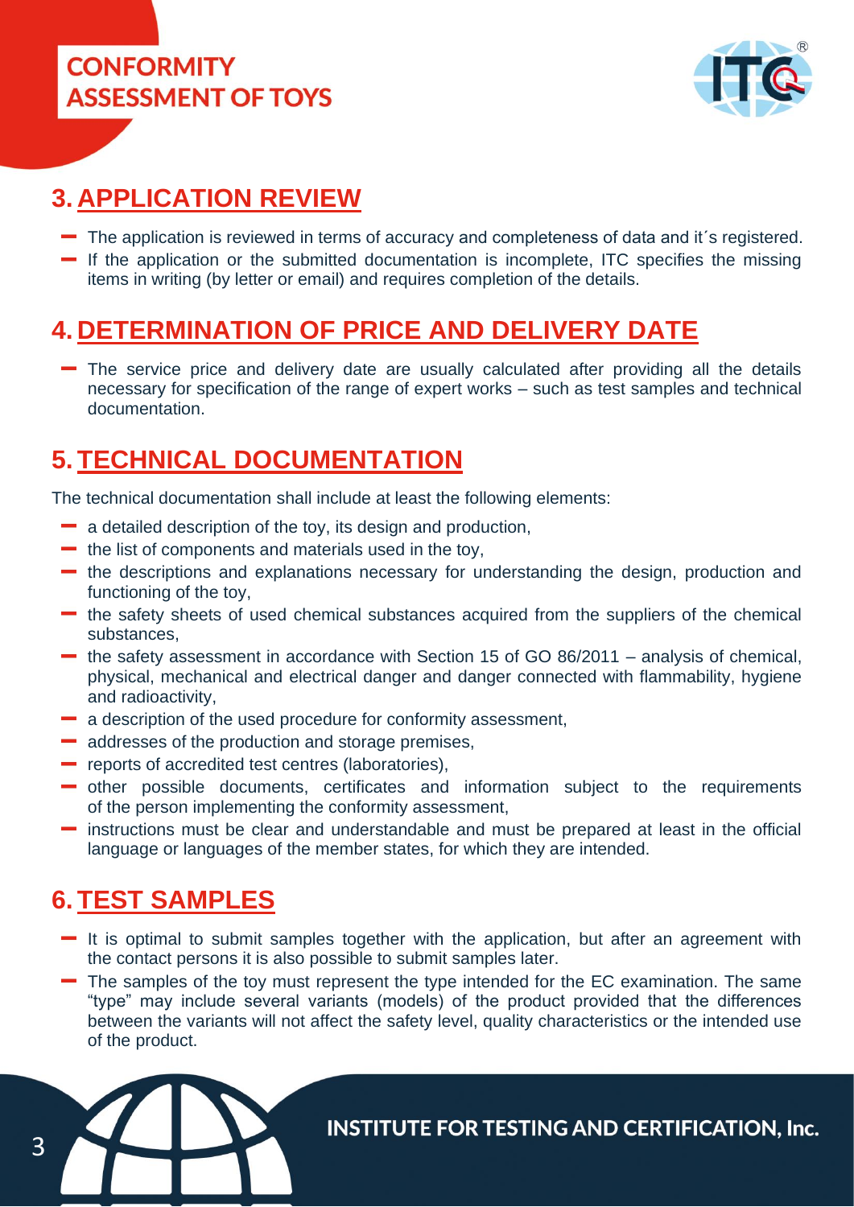## 3. APPLICATION REVIEW

- The application is reviewed in terms of accuracy and completeness of data and it´s registered.
- If the application or the submitted documentation is incomplete, ITC specifies the missing items in writing (by letter or email) and requires completion of the details.

## 4. DETERMINATION OF PRICE AND DELIVERY DATE

- The service price and delivery date are usually calculated after providing all the details necessary for specification of the range of expert works – such as test samples and technical documentation.

## 5. TECHNICAL DOCUMENTATION

The technical documentation shall include at least the following elements:

- a detailed description of the toy, its design and production,
- the list of components and materials used in the toy,
- the descriptions and explanations necessary for understanding the design, production and functioning of the toy,
- the safety sheets of used chemical substances acquired from the suppliers of the chemical substances,
- the safety assessment in accordance with Section 15 of GO 86/2011 – analysis of chemical, physical, mechanical and electrical danger and danger connected with flammability, hygiene and radioactivity,
- a description of the used procedure for conformity assessment,
- addresses of the production and storage premises,
- reports of accredited test centres (laboratories),
- other possible documents, certificates and information subject to the requirements of the person implementing the conformity assessment,
- instructions must be clear and understandable and must be prepared at least in the official language or languages of the member states, for which they are intended.

## 6. TEST SAMPLES

- It is optimal to submit samples together with the application, but after an agreement with the contact persons it is also possible to submit samples later.
- The samples of the toy must represent the type intended for the EC examination. The same "type" may include several variants (models) of the product provided that the differences between the variants will not affect the safety level, quality characteristics or the intended use of the product.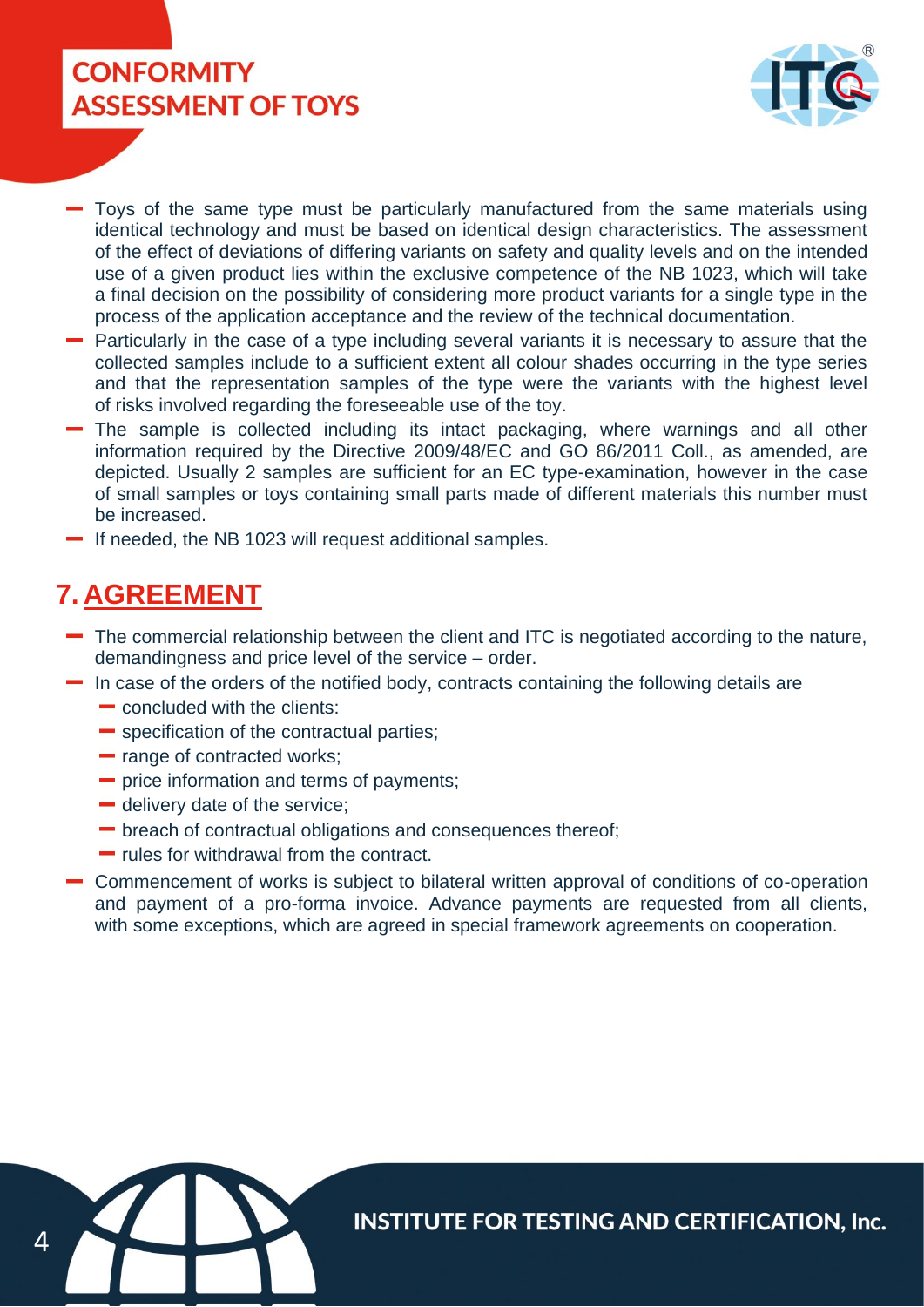- Toys of the same type must be particularly manufactured from the same materials using identical technology and must be based on identical design characteristics. The assessment of the effect of deviations of differing variants on safety and quality levels and on the intended use of a given product lies within the exclusive competence of the NB 1023, which will take a final decision on the possibility of considering more product variants for a single type in the process of the application acceptance and the review of the technical documentation.
- Particularly in the case of a type including several variants it is necessary to assure that the collected samples include to a sufficient extent all colour shades occurring in the type series and that the representation samples of the type were the variants with the highest level of risks involved regarding the foreseeable use of the toy.
- The sample is collected including its intact packaging, where warnings and all other information required by the Directive 2009/48/EC and GO 86/2011 Coll., as amended, are depicted. Usually 2 samples are sufficient for an EC type-examination, however in the case of small samples or toys containing small parts made of different materials this number must be increased.
- If needed, the NB 1023 will request additional samples.

## 7. AGREEMENT

- The commercial relationship between the client and ITC is negotiated according to the nature, demandingness and price level of the service – order.
- In case of the orders of the notified body, contracts containing the following details are
  - concluded with the clients:
  - specification of the contractual parties;
  - range of contracted works;
  - price information and terms of payments;
  - delivery date of the service;
  - breach of contractual obligations and consequences thereof;
  - rules for withdrawal from the contract.
- Commencement of works is subject to bilateral written approval of conditions of co-operation and payment of a pro-forma invoice. Advance payments are requested from all clients, with some exceptions, which are agreed in special framework agreements on cooperation.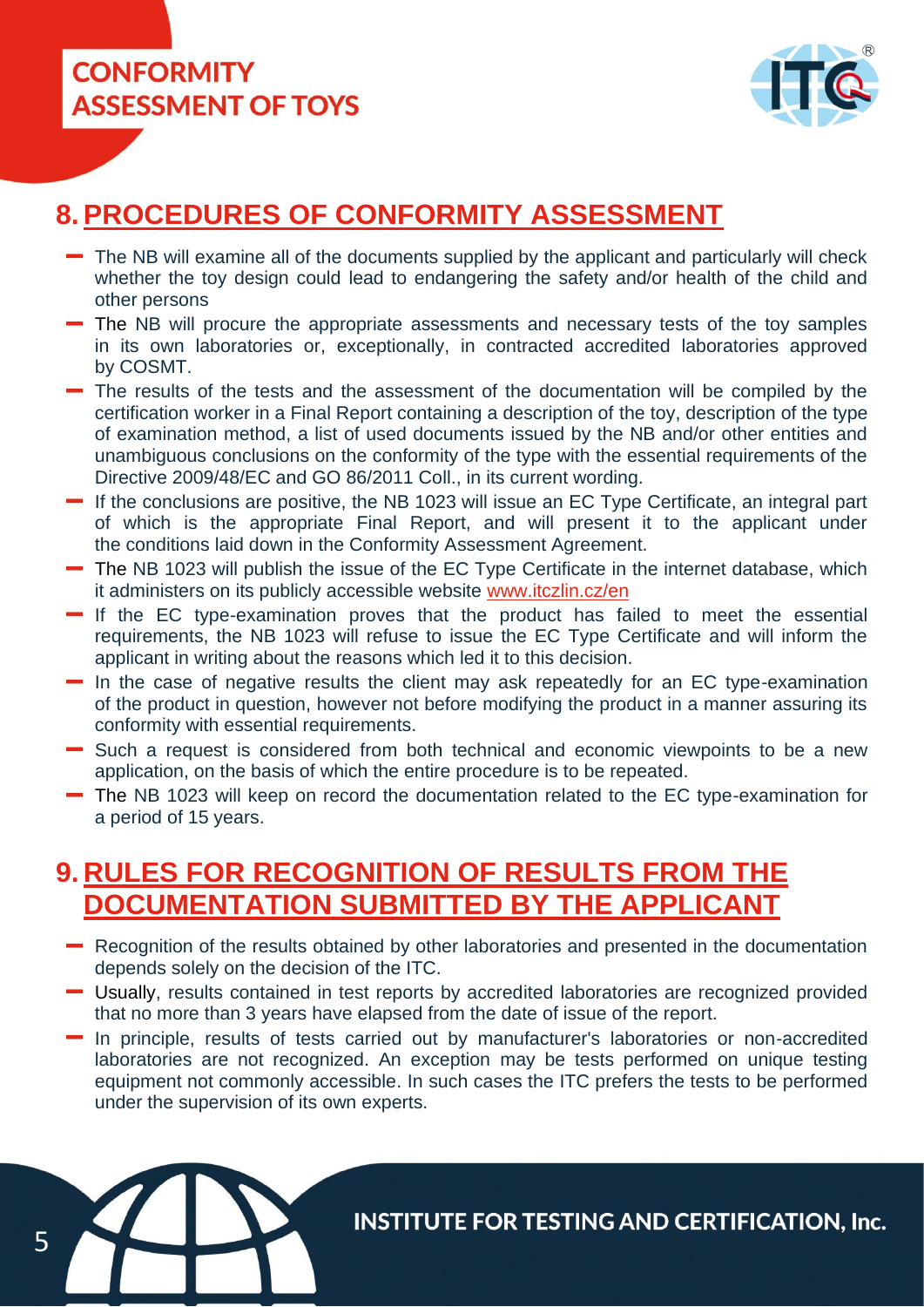## 8. PROCEDURES OF CONFORMITY ASSESSMENT

- The NB will examine all of the documents supplied by the applicant and particularly will check whether the toy design could lead to endangering the safety and/or health of the child and other persons
- The NB will procure the appropriate assessments and necessary tests of the toy samples in its own laboratories or, exceptionally, in contracted accredited laboratories approved by COSMT.
- The results of the tests and the assessment of the documentation will be compiled by the certification worker in a Final Report containing a description of the toy, description of the type of examination method, a list of used documents issued by the NB and/or other entities and unambiguous conclusions on the conformity of the type with the essential requirements of the Directive 2009/48/EC and GO 86/2011 Coll., in its current wording.
- If the conclusions are positive, the NB 1023 will issue an EC Type Certificate, an integral part of which is the appropriate Final Report, and will present it to the applicant under the conditions laid down in the Conformity Assessment Agreement.
- The NB 1023 will publish the issue of the EC Type Certificate in the internet database, which it administers on its publicly accessible website [www.itczlin.cz/en](www.itczlin.cz/en)
- If the EC type-examination proves that the product has failed to meet the essential requirements, the NB 1023 will refuse to issue the EC Type Certificate and will inform the applicant in writing about the reasons which led it to this decision.
- In the case of negative results the client may ask repeatedly for an EC type-examination of the product in question, however not before modifying the product in a manner assuring its conformity with essential requirements.
- Such a request is considered from both technical and economic viewpoints to be a new application, on the basis of which the entire procedure is to be repeated.
- The NB 1023 will keep on record the documentation related to the EC type-examination for a period of 15 years.

## 9. RULES FOR RECOGNITION OF RESULTS FROM THE DOCUMENTATION SUBMITTED BY THE APPLICANT

- Recognition of the results obtained by other laboratories and presented in the documentation depends solely on the decision of the ITC.
- Usually, results contained in test reports by accredited laboratories are recognized provided that no more than 3 years have elapsed from the date of issue of the report.
- In principle, results of tests carried out by manufacturer's laboratories or non-accredited laboratories are not recognized. An exception may be tests performed on unique testing equipment not commonly accessible. In such cases the ITC prefers the tests to be performed under the supervision of its own experts.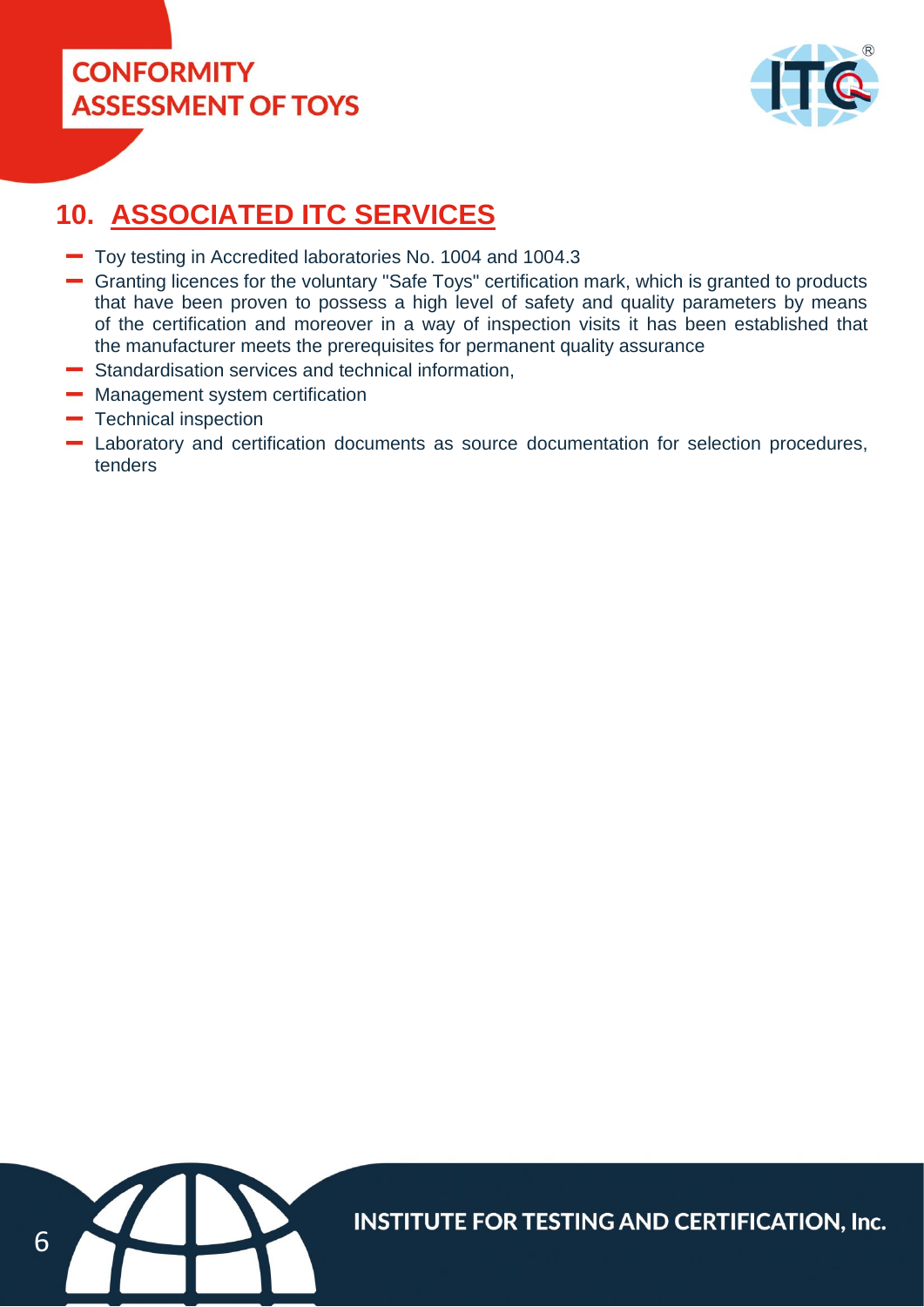## 10. ASSOCIATED ITC SERVICES

- Toy testing in Accredited laboratories No. 1004 and 1004.3
- Granting licences for the voluntary "Safe Toys" certification mark, which is granted to products that have been proven to possess a high level of safety and quality parameters by means of the certification and moreover in a way of inspection visits it has been established that the manufacturer meets the prerequisites for permanent quality assurance
- Standardisation services and technical information,
- Management system certification
- Technical inspection
- Laboratory and certification documents as source documentation for selection procedures, tenders